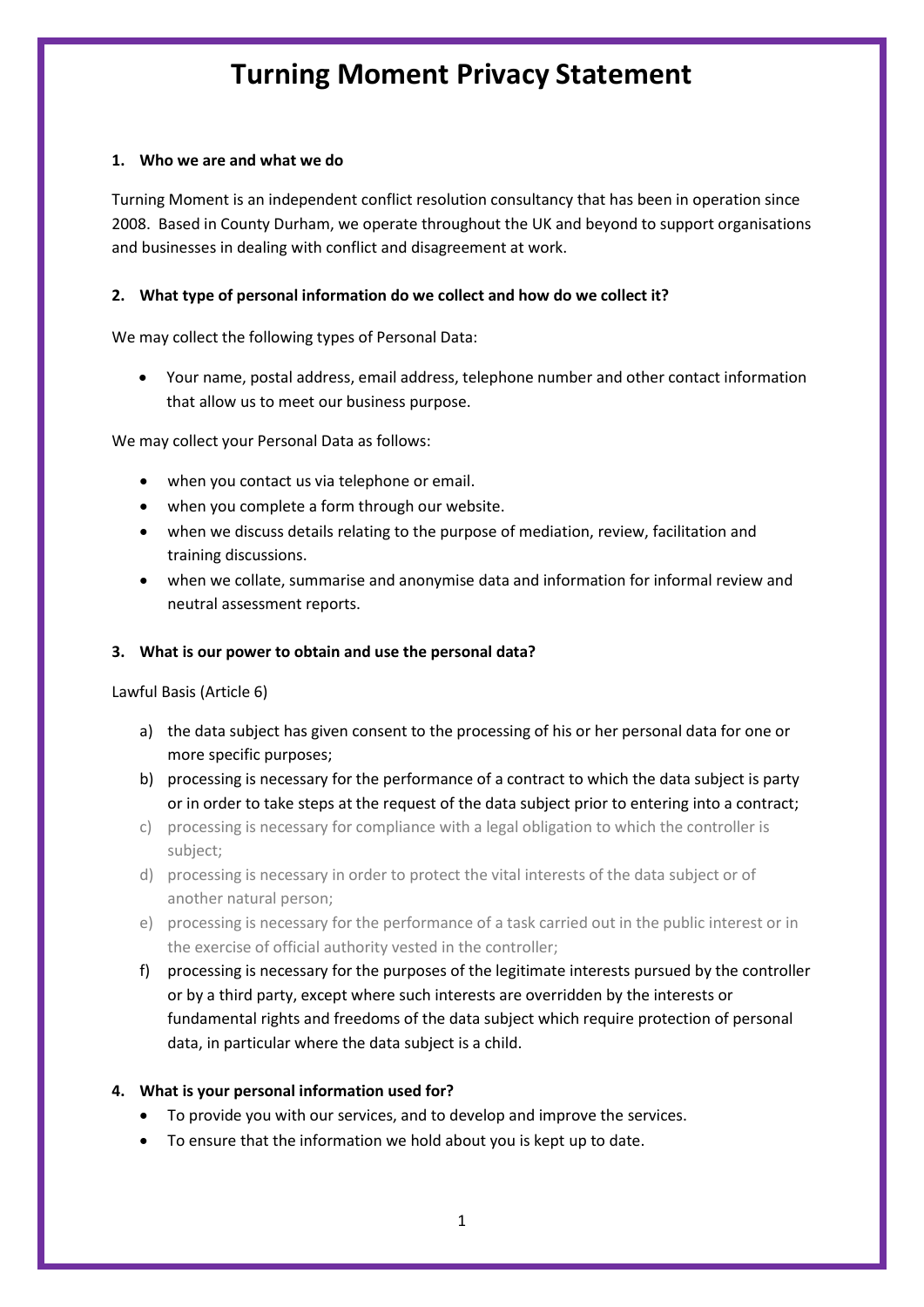# Turning Moment Privacy Statement

## 1. Who we are and what we do

Turning Moment is an independent conflict resolution consultancy that has been in operation since 2008. Based in County Durham, we operate throughout the UK and beyond to support organisations and businesses in dealing with conflict and disagreement at work.

## 2. What type of personal information do we collect and how do we collect it?

We may collect the following types of Personal Data:

- Your name, postal address, email address, telephone number and other contact information that allow us to meet our business purpose.

We may collect your Personal Data as follows:

- when you contact us via telephone or email.
- when you complete a form through our website.
- when we discuss details relating to the purpose of mediation, review, facilitation and training discussions.
- when we collate, summarise and anonymise data and information for informal review and neutral assessment reports.

## 3. What is our power to obtain and use the personal data?

Lawful Basis (Article 6)

a) the data subject has given consent to the processing of his or her personal data for one or more specific purposes;
b) processing is necessary for the performance of a contract to which the data subject is party or in order to take steps at the request of the data subject prior to entering into a contract;
c) processing is necessary for compliance with a legal obligation to which the controller is subject;
d) processing is necessary in order to protect the vital interests of the data subject or of another natural person;
e) processing is necessary for the performance of a task carried out in the public interest or in the exercise of official authority vested in the controller;
f) processing is necessary for the purposes of the legitimate interests pursued by the controller or by a third party, except where such interests are overridden by the interests or fundamental rights and freedoms of the data subject which require protection of personal data, in particular where the data subject is a child.

## 4. What is your personal information used for?

- To provide you with our services, and to develop and improve the services.
- To ensure that the information we hold about you is kept up to date.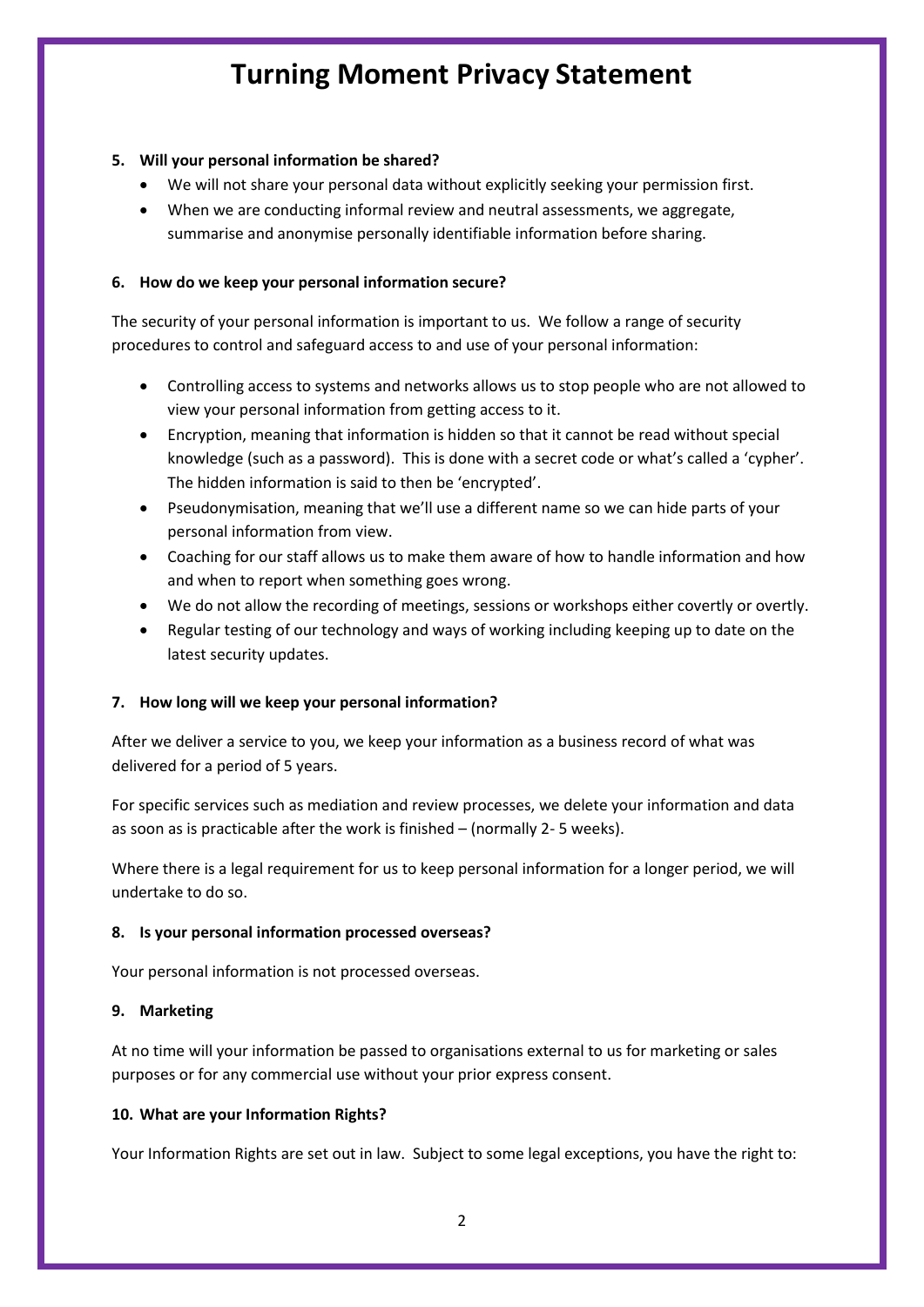# Turning Moment Privacy Statement

**5. Will your personal information be shared?**

- We will not share your personal data without explicitly seeking your permission first.
- When we are conducting informal review and neutral assessments, we aggregate, summarise and anonymise personally identifiable information before sharing.

**6. How do we keep your personal information secure?**

The security of your personal information is important to us. We follow a range of security procedures to control and safeguard access to and use of your personal information:

- Controlling access to systems and networks allows us to stop people who are not allowed to view your personal information from getting access to it.
- Encryption, meaning that information is hidden so that it cannot be read without special knowledge (such as a password). This is done with a secret code or what's called a 'cypher'. The hidden information is said to then be 'encrypted'.
- Pseudonymisation, meaning that we'll use a different name so we can hide parts of your personal information from view.
- Coaching for our staff allows us to make them aware of how to handle information and how and when to report when something goes wrong.
- We do not allow the recording of meetings, sessions or workshops either covertly or overtly.
- Regular testing of our technology and ways of working including keeping up to date on the latest security updates.

**7. How long will we keep your personal information?**

After we deliver a service to you, we keep your information as a business record of what was delivered for a period of 5 years.

For specific services such as mediation and review processes, we delete your information and data as soon as is practicable after the work is finished – (normally 2- 5 weeks).

Where there is a legal requirement for us to keep personal information for a longer period, we will undertake to do so.

**8. Is your personal information processed overseas?**

Your personal information is not processed overseas.

**9. Marketing**

At no time will your information be passed to organisations external to us for marketing or sales purposes or for any commercial use without your prior express consent.

**10. What are your Information Rights?**

Your Information Rights are set out in law. Subject to some legal exceptions, you have the right to: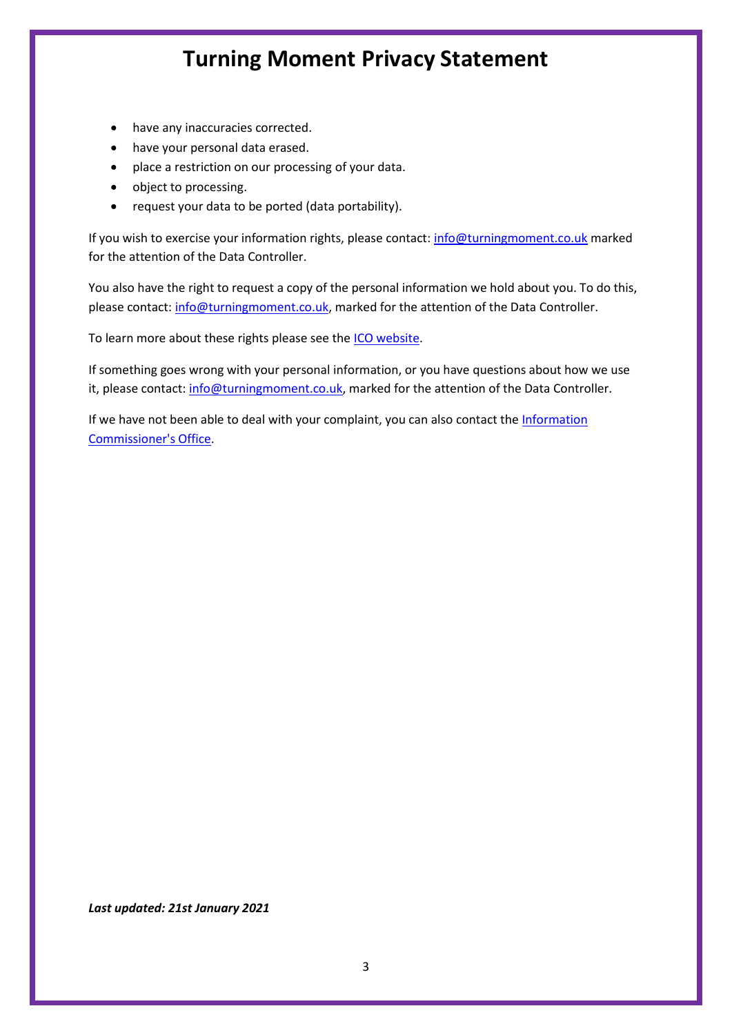# Turning Moment Privacy Statement

- have any inaccuracies corrected.
- have your personal data erased.
- place a restriction on our processing of your data.
- object to processing.
- request your data to be ported (data portability).

If you wish to exercise your information rights, please contact: info@turningmoment.co.uk marked for the attention of the Data Controller.

You also have the right to request a copy of the personal information we hold about you. To do this, please contact: info@turningmoment.co.uk, marked for the attention of the Data Controller.

To learn more about these rights please see the ICO website.

If something goes wrong with your personal information, or you have questions about how we use it, please contact: info@turningmoment.co.uk, marked for the attention of the Data Controller.

If we have not been able to deal with your complaint, you can also contact the Information Commissioner's Office.

***Last updated: 21st January 2021***